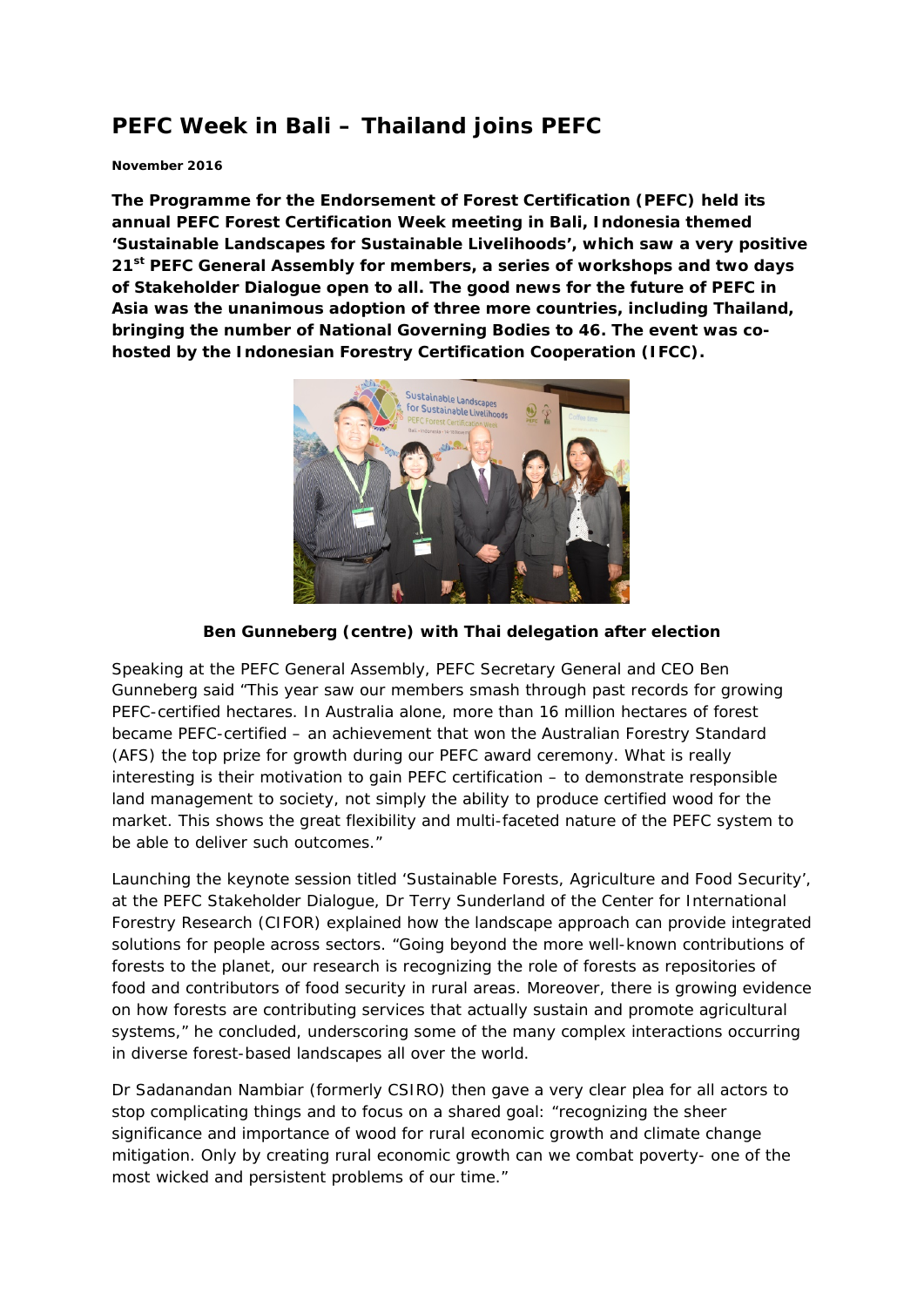# PEFC Week in Bali – Thailand joins PEFC

**November 2016**

**The Programme for the Endorsement of Forest Certification (PEFC) held its annual PEFC Forest Certification Week meeting in Bali, Indonesia themed 'Sustainable Landscapes for Sustainable Livelihoods', which saw a very positive 21st PEFC General Assembly for members, a series of workshops and two days of Stakeholder Dialogue open to all. The good news for the future of PEFC in Asia was the unanimous adoption of three more countries, including Thailand, bringing the number of National Governing Bodies to 46. The event was co-hosted by the Indonesian Forestry Certification Cooperation (IFCC).**

**Ben Gunneberg (centre) with Thai delegation after election**

Speaking at the PEFC General Assembly, PEFC Secretary General and CEO Ben Gunneberg said "This year saw our members smash through past records for growing PEFC-certified hectares. In Australia alone, more than 16 million hectares of forest became PEFC-certified – an achievement that won the Australian Forestry Standard (AFS) the top prize for growth during our PEFC award ceremony. What is really interesting is their motivation to gain PEFC certification – to demonstrate responsible land management to society, not simply the ability to produce certified wood for the market. This shows the great flexibility and multi-faceted nature of the PEFC system to be able to deliver such outcomes."

Launching the keynote session titled 'Sustainable Forests, Agriculture and Food Security', at the PEFC Stakeholder Dialogue, Dr Terry Sunderland of the Center for International Forestry Research (CIFOR) explained how the landscape approach can provide integrated solutions for people across sectors. "Going beyond the more well-known contributions of forests to the planet, our research is recognizing the role of forests as repositories of food and contributors of food security in rural areas. Moreover, there is growing evidence on how forests are contributing services that actually sustain and promote agricultural systems," he concluded, underscoring some of the many complex interactions occurring in diverse forest-based landscapes all over the world.

Dr Sadanandan Nambiar (formerly CSIRO) then gave a very clear plea for all actors to stop complicating things and to focus on a shared goal: "recognizing the sheer significance and importance of wood for rural economic growth and climate change mitigation. Only by creating rural economic growth can we combat poverty- one of the most wicked and persistent problems of our time."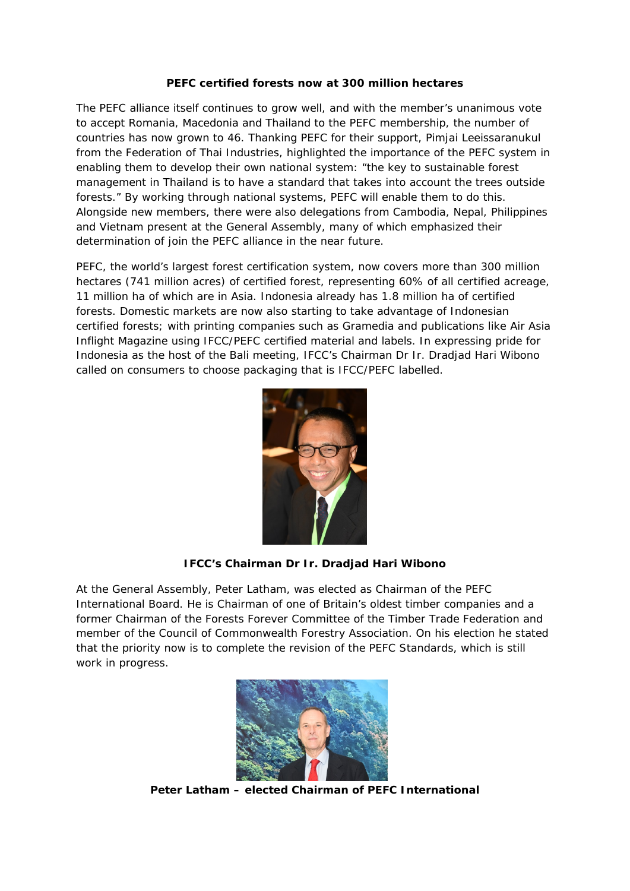**PEFC certified forests now at 300 million hectares**

The PEFC alliance itself continues to grow well, and with the member's unanimous vote to accept Romania, Macedonia and Thailand to the PEFC membership, the number of countries has now grown to 46. Thanking PEFC for their support, Pimjai Leeissaranukul from the Federation of Thai Industries, highlighted the importance of the PEFC system in enabling them to develop their own national system: "the key to sustainable forest management in Thailand is to have a standard that takes into account the trees outside forests." By working through national systems, PEFC will enable them to do this. Alongside new members, there were also delegations from Cambodia, Nepal, Philippines and Vietnam present at the General Assembly, many of which emphasized their determination of join the PEFC alliance in the near future.

PEFC, the world's largest forest certification system, now covers more than 300 million hectares (741 million acres) of certified forest, representing 60% of all certified acreage, 11 million ha of which are in Asia. Indonesia already has 1.8 million ha of certified forests. Domestic markets are now also starting to take advantage of Indonesian certified forests; with printing companies such as Gramedia and publications like Air Asia Inflight Magazine using IFCC/PEFC certified material and labels. In expressing pride for Indonesia as the host of the Bali meeting, IFCC's Chairman Dr Ir. Dradjad Hari Wibono called on consumers to choose packaging that is IFCC/PEFC labelled.

**IFCC's Chairman Dr Ir. Dradjad Hari Wibono**

At the General Assembly, Peter Latham, was elected as Chairman of the PEFC International Board. He is Chairman of one of Britain's oldest timber companies and a former Chairman of the Forests Forever Committee of the Timber Trade Federation and member of the Council of Commonwealth Forestry Association. On his election he stated that the priority now is to complete the revision of the PEFC Standards, which is still work in progress.

**Peter Latham – elected Chairman of PEFC International**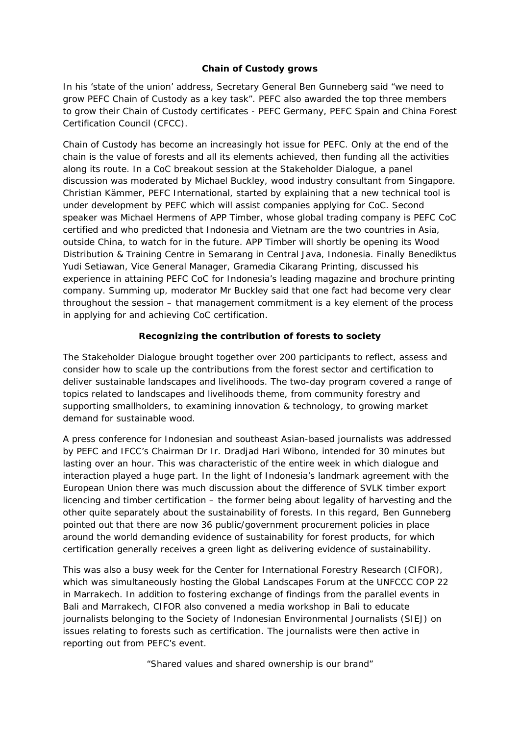**Chain of Custody grows**

In his 'state of the union' address, Secretary General Ben Gunneberg said "we need to grow PEFC Chain of Custody as a key task". PEFC also awarded the top three members to grow their Chain of Custody certificates - PEFC Germany, PEFC Spain and China Forest Certification Council (CFCC).

Chain of Custody has become an increasingly hot issue for PEFC. Only at the end of the chain is the value of forests and all its elements achieved, then funding all the activities along its route. In a CoC breakout session at the Stakeholder Dialogue, a panel discussion was moderated by Michael Buckley, wood industry consultant from Singapore. Christian Kämmer, PEFC International, started by explaining that a new technical tool is under development by PEFC which will assist companies applying for CoC. Second speaker was Michael Hermens of APP Timber, whose global trading company is PEFC CoC certified and who predicted that Indonesia and Vietnam are the two countries in Asia, outside China, to watch for in the future. APP Timber will shortly be opening its Wood Distribution & Training Centre in Semarang in Central Java, Indonesia. Finally Benediktus Yudi Setiawan, Vice General Manager, Gramedia Cikarang Printing, discussed his experience in attaining PEFC CoC for Indonesia's leading magazine and brochure printing company. Summing up, moderator Mr Buckley said that one fact had become very clear throughout the session – that management commitment is a key element of the process in applying for and achieving CoC certification.

**Recognizing the contribution of forests to society**

The Stakeholder Dialogue brought together over 200 participants to reflect, assess and consider how to scale up the contributions from the forest sector and certification to deliver sustainable landscapes and livelihoods. The two-day program covered a range of topics related to landscapes and livelihoods theme, from community forestry and supporting smallholders, to examining innovation & technology, to growing market demand for sustainable wood.

A press conference for Indonesian and southeast Asian-based journalists was addressed by PEFC and IFCC's Chairman Dr Ir. Dradjad Hari Wibono, intended for 30 minutes but lasting over an hour. This was characteristic of the entire week in which dialogue and interaction played a huge part. In the light of Indonesia's landmark agreement with the European Union there was much discussion about the difference of SVLK timber export licencing and timber certification – the former being about legality of harvesting and the other quite separately about the sustainability of forests. In this regard, Ben Gunneberg pointed out that there are now 36 public/government procurement policies in place around the world demanding evidence of sustainability for forest products, for which certification generally receives a green light as delivering evidence of sustainability.

This was also a busy week for the Center for International Forestry Research (CIFOR), which was simultaneously hosting the Global Landscapes Forum at the UNFCCC COP 22 in Marrakech. In addition to fostering exchange of findings from the parallel events in Bali and Marrakech, CIFOR also convened a media workshop in Bali to educate journalists belonging to the Society of Indonesian Environmental Journalists (SIEJ) on issues relating to forests such as certification. The journalists were then active in reporting out from PEFC's event.

"Shared values and shared ownership is our brand"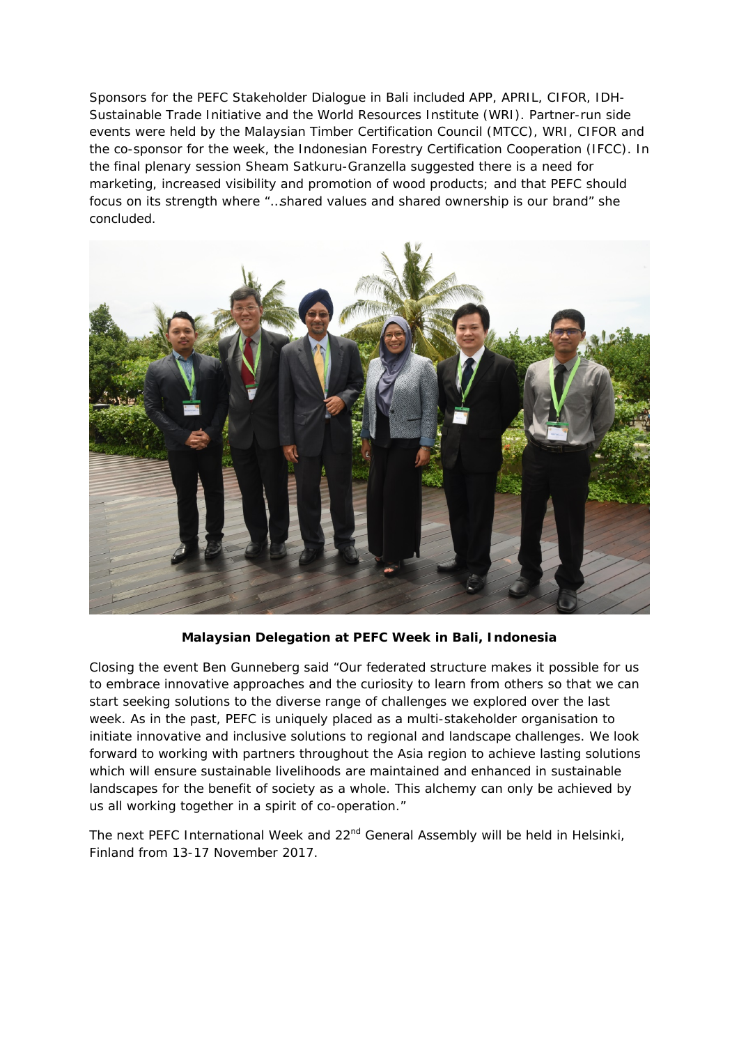Sponsors for the PEFC Stakeholder Dialogue in Bali included APP, APRIL, CIFOR, IDH-Sustainable Trade Initiative and the World Resources Institute (WRI). Partner-run side events were held by the Malaysian Timber Certification Council (MTCC), WRI, CIFOR and the co-sponsor for the week, the Indonesian Forestry Certification Cooperation (IFCC). In the final plenary session Sheam Satkuru-Granzella suggested there is a need for marketing, increased visibility and promotion of wood products; and that PEFC should focus on its strength where "…shared values and shared ownership is our brand" she concluded.

**Malaysian Delegation at PEFC Week in Bali, Indonesia**

Closing the event Ben Gunneberg said "Our federated structure makes it possible for us to embrace innovative approaches and the curiosity to learn from others so that we can start seeking solutions to the diverse range of challenges we explored over the last week. As in the past, PEFC is uniquely placed as a multi-stakeholder organisation to initiate innovative and inclusive solutions to regional and landscape challenges. We look forward to working with partners throughout the Asia region to achieve lasting solutions which will ensure sustainable livelihoods are maintained and enhanced in sustainable landscapes for the benefit of society as a whole. This alchemy can only be achieved by us all working together in a spirit of co-operation."

The next PEFC International Week and 22nd General Assembly will be held in Helsinki, Finland from 13-17 November 2017.